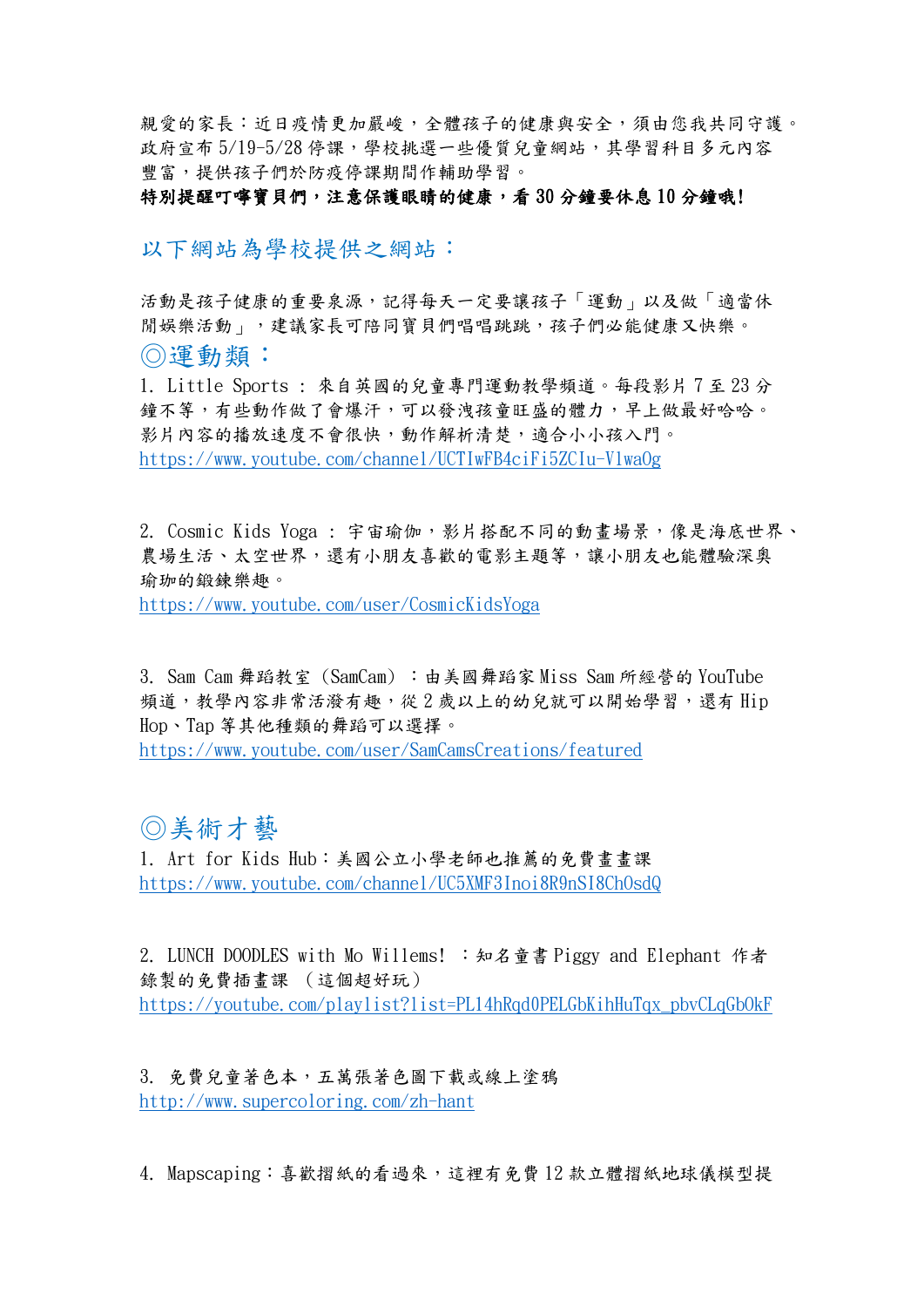親愛的家長：近日疫情更加嚴峻，全體孩子的健康與安全，須由您我共同守護。政府宣布 5/19-5/28 停課，學校挑選一些優質兒童網站，其學習科目多元內容豐富，提供孩子們於防疫停課期間作輔助學習。

**特別提醒叮嚀寶貝們，注意保護眼睛的健康，看 30 分鐘要休息 10 分鐘哦!**

## 以下網站為學校提供之網站：

活動是孩子健康的重要泉源，記得每天一定要讓孩子「運動」以及做「適當休閒娛樂活動」，建議家長可陪同寶貝們唱唱跳跳，孩子們必能健康又快樂。

### ◎運動類：

1. Little Sports ： 來自英國的兒童專門運動教學頻道。每段影片 7 至 23 分鐘不等，有些動作做了會爆汗，可以發洩孩童旺盛的體力，早上做最好哈哈。影片內容的播放速度不會很快，動作解析清楚，適合小小孩入門。
https://www.youtube.com/channel/UCTIwFB4ciFi5ZCIu-V1wa0g

2. Cosmic Kids Yoga ： 宇宙瑜伽，影片搭配不同的動畫場景，像是海底世界、農場生活、太空世界，還有小朋友喜歡的電影主題等，讓小朋友也能體驗深奧瑜珈的鍛鍊樂趣。
https://www.youtube.com/user/CosmicKidsYoga

3. Sam Cam 舞蹈教室（SamCam）：由美國舞蹈家 Miss Sam 所經營的 YouTube 頻道，教學內容非常活潑有趣，從 2 歲以上的幼兒就可以開始學習，還有 Hip Hop、Tap 等其他種類的舞蹈可以選擇。
https://www.youtube.com/user/SamCamsCreations/featured

### ◎美術才藝

1. Art for Kids Hub：美國公立小學老師也推薦的免費畫畫課
https://www.youtube.com/channel/UC5XMF3Inoi8R9nSI8ChOsdQ

2. LUNCH DOODLES with Mo Willems! ：知名童書 Piggy and Elephant 作者錄製的免費插畫課 （這個超好玩）
https://youtube.com/playlist?list=PL14hRqd0PELGbKihHuTqx_pbvCLqGbOkF

3. 免費兒童著色本，五萬張著色圖下載或線上塗鴉
http://www.supercoloring.com/zh-hant

4. Mapscaping：喜歡摺紙的看過來，這裡有免費 12 款立體摺紙地球儀模型提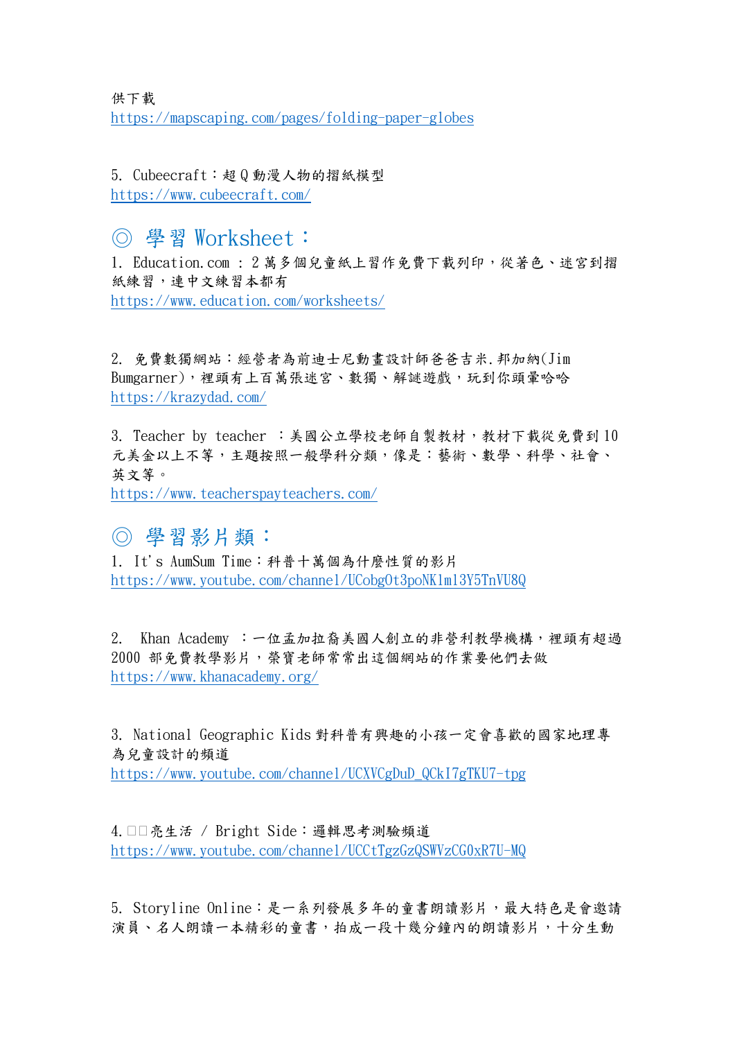供下載
https://mapscaping.com/pages/folding-paper-globes

5. Cubeecraft：超Q動漫人物的摺紙模型
https://www.cubeecraft.com/

## ◎ 學習 Worksheet：

1. Education.com ：2萬多個兒童紙上習作免費下載列印，從著色、迷宮到摺紙練習，連中文練習本都有
https://www.education.com/worksheets/

2. 免費數獨網站：經營者為前迪士尼動畫設計師爸爸吉米.邦加納(Jim Bumgarner)，裡頭有上百萬張迷宮、數獨、解謎遊戲，玩到你頭暈哈哈
https://krazydad.com/

3. Teacher by teacher ：美國公立學校老師自製教材，教材下載從免費到10元美金以上不等，主題按照一般學科分類，像是：藝術、數學、科學、社會、英文等。
https://www.teacherspayteachers.com/

## ◎ 學習影片類：

1. It's AumSum Time：科普十萬個為什麼性質的影片
https://www.youtube.com/channel/UCobg0t3poNK1ml3Y5TnVU8Q

2. Khan Academy ：一位孟加拉裔美國人創立的非營利教學機構，裡頭有超過2000部免費教學影片，榮寶老師常常出這個網站的作業要他們去做
https://www.khanacademy.org/

3. National Geographic Kids 對科普有興趣的小孩一定會喜歡的國家地理專為兒童設計的頻道
https://www.youtube.com/channel/UCXVCgDuD_QCkI7gTKU7-tpg

4. □□亮生活 / Bright Side：邏輯思考測驗頻道
https://www.youtube.com/channel/UCCtTgzGzQSWVzCG0xR7U-MQ

5. Storyline Online：是一系列發展多年的童書朗讀影片，最大特色是會邀請演員、名人朗讀一本精彩的童書，拍成一段十幾分鐘內的朗讀影片，十分生動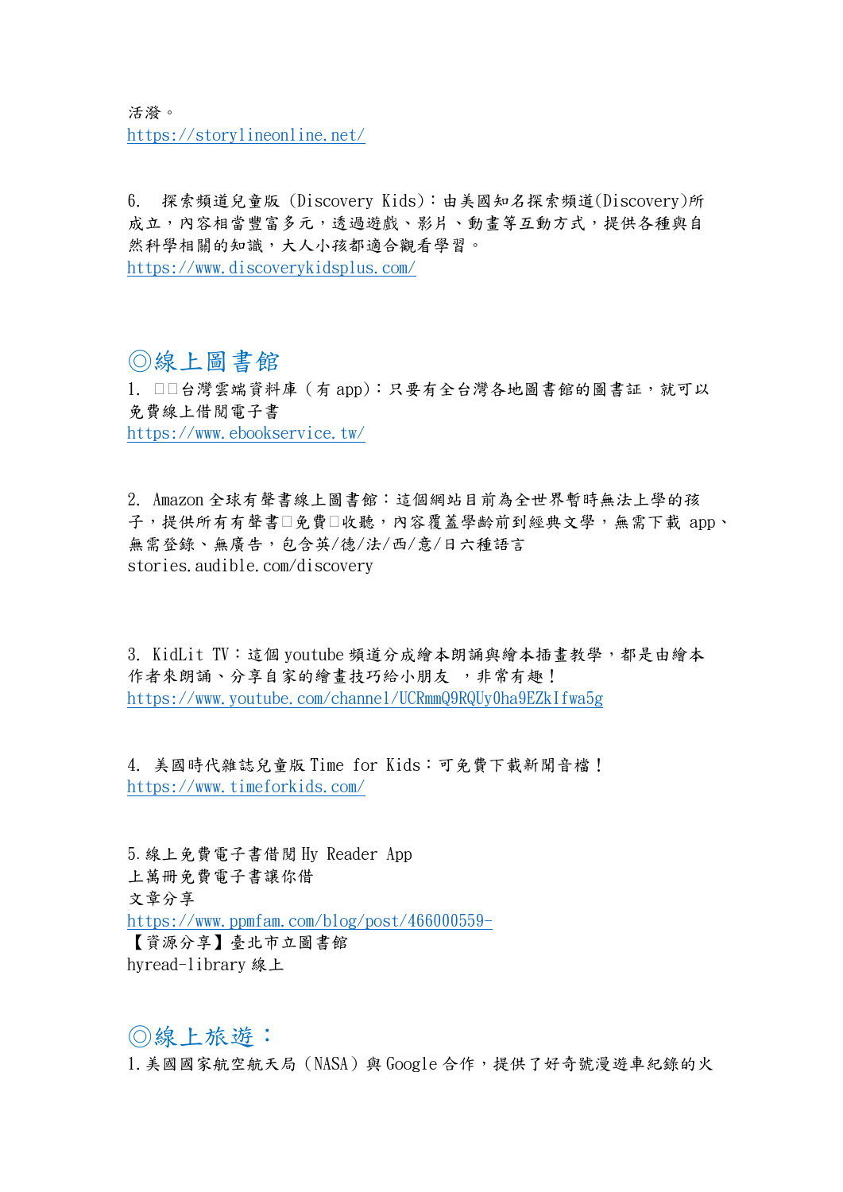活潑。
https://storylineonline.net/

6. 探索頻道兒童版 (Discovery Kids)：由美國知名探索頻道(Discovery)所成立，內容相當豐富多元，透過遊戲、影片、動畫等互動方式，提供各種與自然科學相關的知識，大人小孩都適合觀看學習。
https://www.discoverykidsplus.com/

## ◎線上圖書館

1. 台灣雲端資料庫（有 app）：只要有全台灣各地圖書館的圖書証，就可以免費線上借閱電子書
https://www.ebookservice.tw/

2. Amazon 全球有聲書線上圖書館：這個網站目前為全世界暫時無法上學的孩子，提供所有有聲書免費收聽，內容覆蓋學齡前到經典文學，無需下載 app、無需登錄、無廣告，包含英/德/法/西/意/日六種語言
stories.audible.com/discovery

3. KidLit TV：這個 youtube 頻道分成繪本朗誦與繪本插畫教學，都是由繪本作者來朗誦、分享自家的繪畫技巧給小朋友 ，非常有趣！
https://www.youtube.com/channel/UCRmmQ9RQUy0ha9EZkIfwa5g

4. 美國時代雜誌兒童版 Time for Kids：可免費下載新聞音檔！
https://www.timeforkids.com/

5. 線上免費電子書借閱 Hy Reader App
上萬冊免費電子書讓你借
文章分享
https://www.ppmfam.com/blog/post/466000559-
【資源分享】臺北市立圖書館
hyread-library 線上

## ◎線上旅遊：

1. 美國國家航空航天局（NASA）與 Google 合作，提供了好奇號漫遊車紀錄的火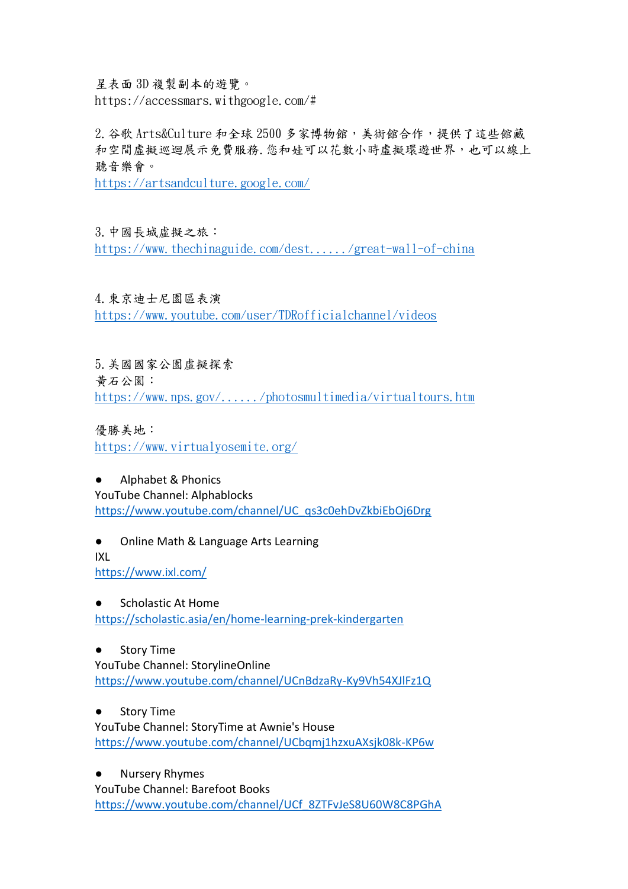星表面 3D 複製副本的遊覽。
https://accessmars.withgoogle.com/#

2. 谷歌 Arts&Culture 和全球 2500 多家博物館，美術館合作，提供了這些館藏和空間虛擬巡迴展示免費服務. 您和娃可以花數小時虛擬環遊世界，也可以線上聽音樂會。
https://artsandculture.google.com/

3. 中國長城虛擬之旅：
https://www.thechinaguide.com/dest....../great-wall-of-china

4. 東京迪士尼園區表演
https://www.youtube.com/user/TDRofficialchannel/videos

5. 美國國家公園虛擬探索
黃石公園：
https://www.nps.gov/....../photosmultimedia/virtualtours.htm

優勝美地：
https://www.virtualyosemite.org/

- Alphabet & Phonics

YouTube Channel: Alphablocks
https://www.youtube.com/channel/UC_qs3c0ehDvZkbiEbOj6Drg

- Online Math & Language Arts Learning

IXL
https://www.ixl.com/

- Scholastic At Home

https://scholastic.asia/en/home-learning-prek-kindergarten

- Story Time

YouTube Channel: StorylineOnline
https://www.youtube.com/channel/UCnBdzaRy-Ky9Vh54XJlFz1Q

- Story Time

YouTube Channel: StoryTime at Awnie's House
https://www.youtube.com/channel/UCbqmj1hzxuAXsjk08k-KP6w

- Nursery Rhymes

YouTube Channel: Barefoot Books
https://www.youtube.com/channel/UCf_8ZTFvJeS8U60W8C8PGhA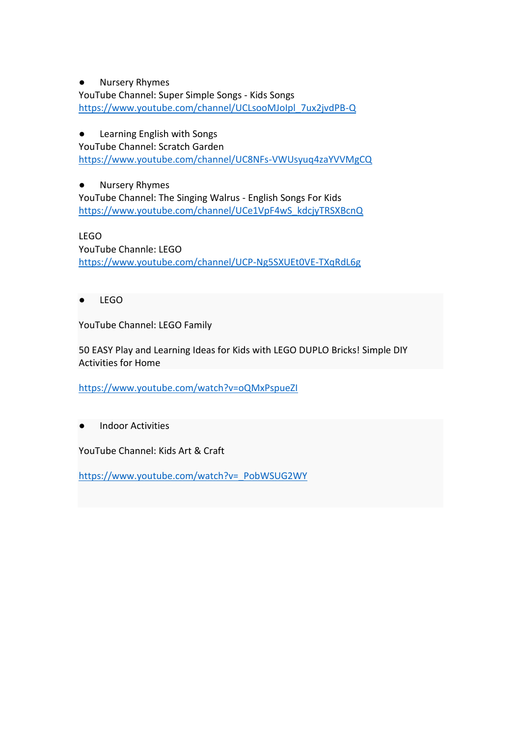- Nursery Rhymes

YouTube Channel: Super Simple Songs - Kids Songs
https://www.youtube.com/channel/UCLsooMJoIpl_7ux2jvdPB-Q

- Learning English with Songs

YouTube Channel: Scratch Garden
https://www.youtube.com/channel/UC8NFs-VWUsyuq4zaYVVMgCQ

- Nursery Rhymes

YouTube Channel: The Singing Walrus - English Songs For Kids
https://www.youtube.com/channel/UCe1VpF4wS_kdcjyTRSXBcnQ

LEGO
YouTube Channle: LEGO
https://www.youtube.com/channel/UCP-Ng5SXUEt0VE-TXqRdL6g

- LEGO

YouTube Channel: LEGO Family

50 EASY Play and Learning Ideas for Kids with LEGO DUPLO Bricks! Simple DIY Activities for Home

https://www.youtube.com/watch?v=oQMxPspueZI

- Indoor Activities

YouTube Channel: Kids Art & Craft

https://www.youtube.com/watch?v=_PobWSUG2WY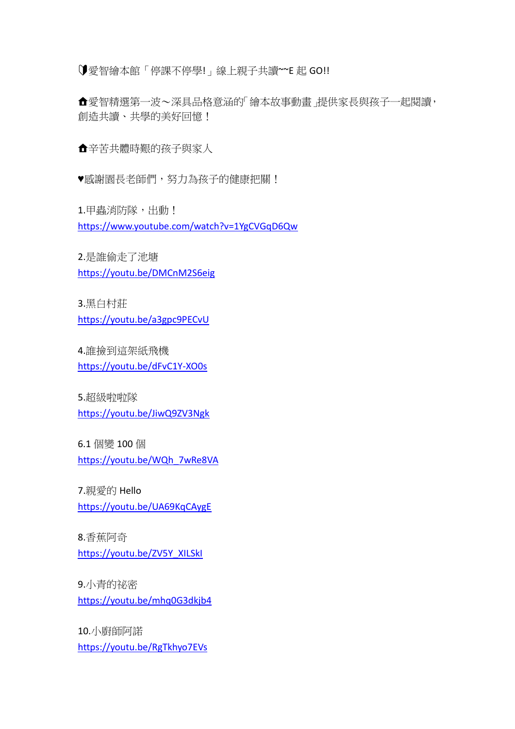🔰愛智繪本館「停課不停學!」線上親子共讀~~E 起 GO!!

🏠愛智精選第一波～深具品格意涵的「繪本故事動畫」提供家長與孩子一起閱讀，創造共讀、共學的美好回憶！

🏠辛苦共體時艱的孩子與家人

♥感謝園長老師們，努力為孩子的健康把關！

1.甲蟲消防隊，出動！
https://www.youtube.com/watch?v=1YgCVGqD6Qw

2.是誰偷走了池塘
https://youtu.be/DMCnM2S6eig

3.黑白村莊
https://youtu.be/a3gpc9PECvU

4.誰撿到這架紙飛機
https://youtu.be/dFvC1Y-XO0s

5.超級啦啦隊
https://youtu.be/JiwQ9ZV3Ngk

6.1 個變 100 個
https://youtu.be/WQh_7wRe8VA

7.親愛的 Hello
https://youtu.be/UA69KqCAygE

8.香蕉阿奇
https://youtu.be/ZV5Y_XILSkI

9.小青的祕密
https://youtu.be/mhq0G3dkjb4

10.小廚師阿諾
https://youtu.be/RgTkhyo7EVs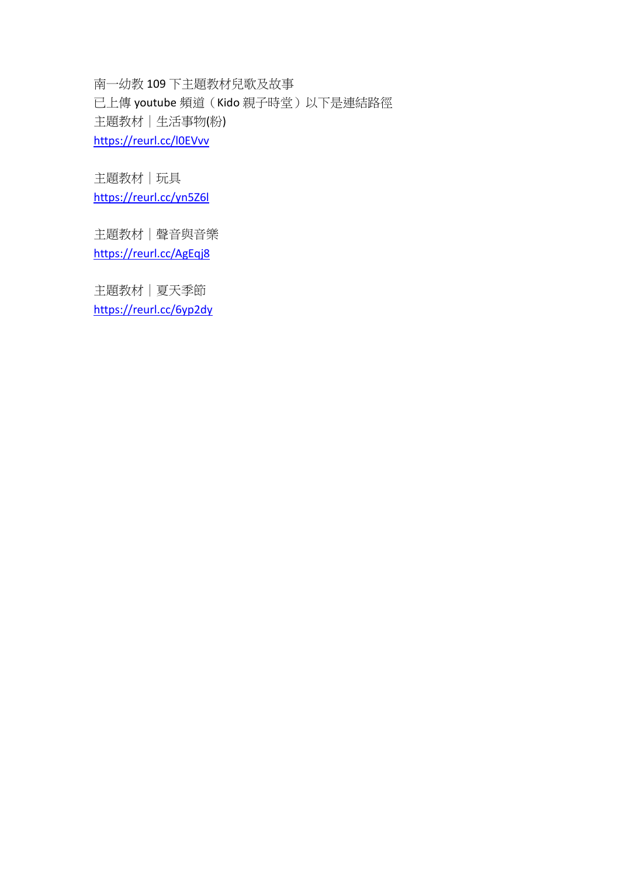南一幼教 109 下主題教材兒歌及故事

已上傳 youtube 頻道（Kido 親子時堂）以下是連結路徑

主題教材｜生活事物(粉)

https://reurl.cc/l0EVvv

主題教材｜玩具

https://reurl.cc/yn5Z6l

主題教材｜聲音與音樂

https://reurl.cc/AgEqj8

主題教材｜夏天季節

https://reurl.cc/6yp2dy